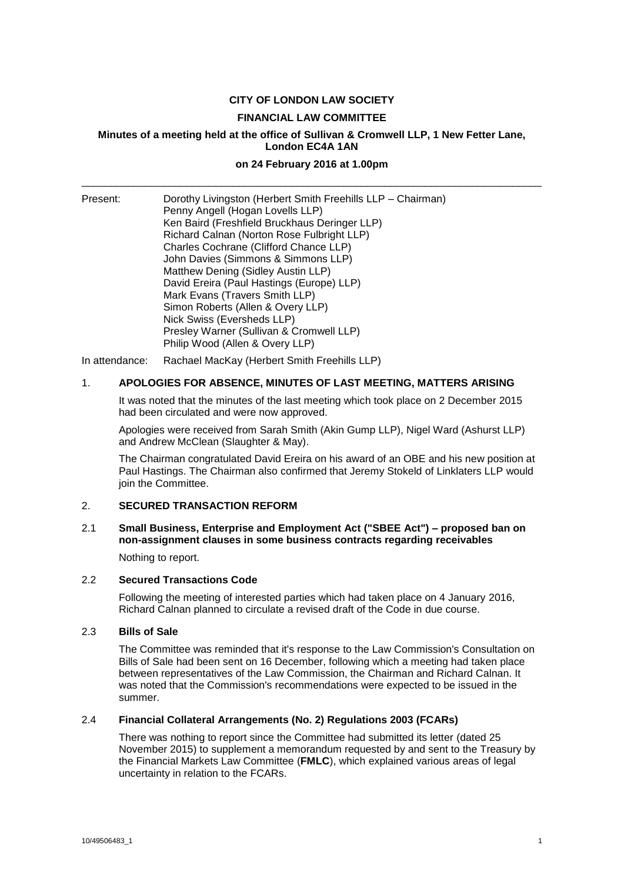**CITY OF LONDON LAW SOCIETY**

**FINANCIAL LAW COMMITTEE**

**Minutes of a meeting held at the office of Sullivan & Cromwell LLP, 1 New Fetter Lane, London EC4A 1AN**

**on 24 February 2016 at 1.00pm**

---

Present: Dorothy Livingston (Herbert Smith Freehills LLP – Chairman)
Penny Angell (Hogan Lovells LLP)
Ken Baird (Freshfield Bruckhaus Deringer LLP)
Richard Calnan (Norton Rose Fulbright LLP)
Charles Cochrane (Clifford Chance LLP)
John Davies (Simmons & Simmons LLP)
Matthew Dening (Sidley Austin LLP)
David Ereira (Paul Hastings (Europe) LLP)
Mark Evans (Travers Smith LLP)
Simon Roberts (Allen & Overy LLP)
Nick Swiss (Eversheds LLP)
Presley Warner (Sullivan & Cromwell LLP)
Philip Wood (Allen & Overy LLP)

In attendance: Rachael MacKay (Herbert Smith Freehills LLP)

## 1. APOLOGIES FOR ABSENCE, MINUTES OF LAST MEETING, MATTERS ARISING

It was noted that the minutes of the last meeting which took place on 2 December 2015 had been circulated and were now approved.

Apologies were received from Sarah Smith (Akin Gump LLP), Nigel Ward (Ashurst LLP) and Andrew McClean (Slaughter & May).

The Chairman congratulated David Ereira on his award of an OBE and his new position at Paul Hastings. The Chairman also confirmed that Jeremy Stokeld of Linklaters LLP would join the Committee.

## 2. SECURED TRANSACTION REFORM

### 2.1 Small Business, Enterprise and Employment Act ("SBEE Act") – proposed ban on non-assignment clauses in some business contracts regarding receivables

Nothing to report.

### 2.2 Secured Transactions Code

Following the meeting of interested parties which had taken place on 4 January 2016, Richard Calnan planned to circulate a revised draft of the Code in due course.

### 2.3 Bills of Sale

The Committee was reminded that it's response to the Law Commission's Consultation on Bills of Sale had been sent on 16 December, following which a meeting had taken place between representatives of the Law Commission, the Chairman and Richard Calnan. It was noted that the Commission's recommendations were expected to be issued in the summer.

### 2.4 Financial Collateral Arrangements (No. 2) Regulations 2003 (FCARs)

There was nothing to report since the Committee had submitted its letter (dated 25 November 2015) to supplement a memorandum requested by and sent to the Treasury by the Financial Markets Law Committee (**FMLC**), which explained various areas of legal uncertainty in relation to the FCARs.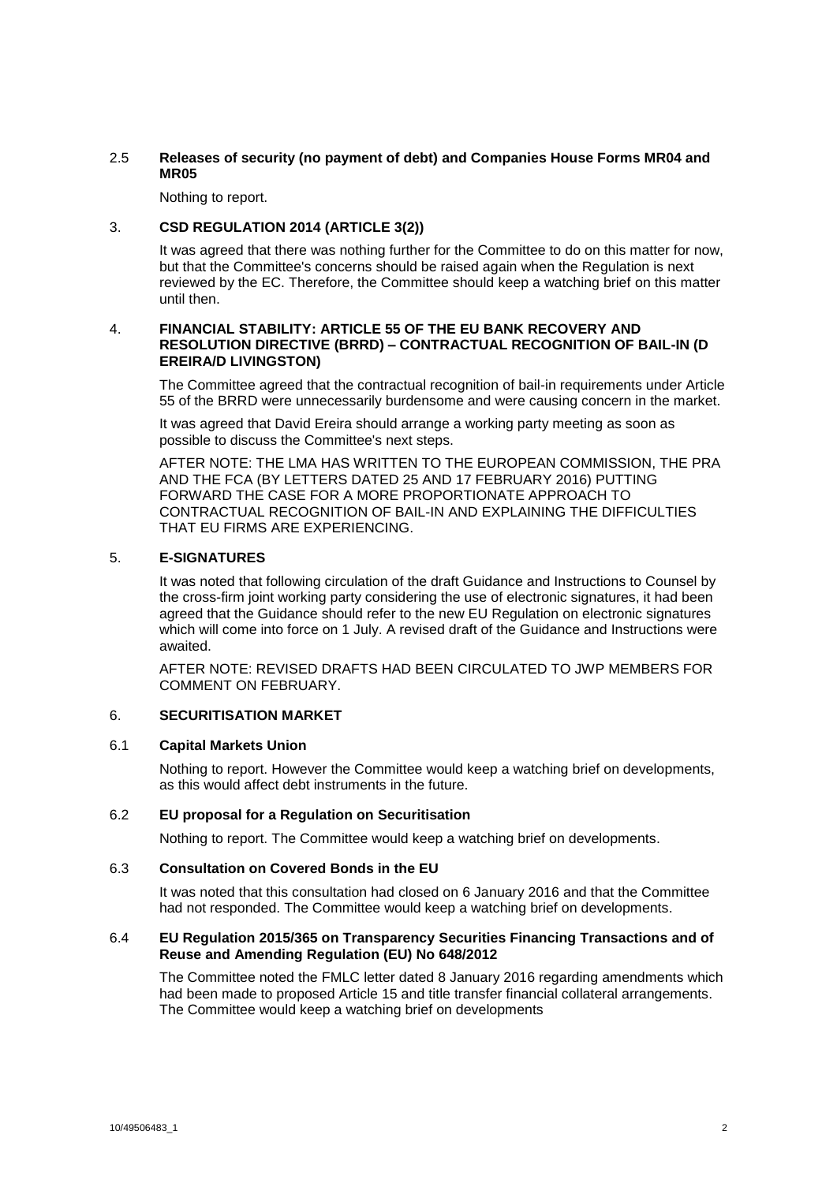2.5 **Releases of security (no payment of debt) and Companies House Forms MR04 and MR05**

Nothing to report.

3. **CSD REGULATION 2014 (ARTICLE 3(2))**

It was agreed that there was nothing further for the Committee to do on this matter for now, but that the Committee's concerns should be raised again when the Regulation is next reviewed by the EC. Therefore, the Committee should keep a watching brief on this matter until then.

4. **FINANCIAL STABILITY: ARTICLE 55 OF THE EU BANK RECOVERY AND RESOLUTION DIRECTIVE (BRRD) – CONTRACTUAL RECOGNITION OF BAIL-IN (D EREIRA/D LIVINGSTON)**

The Committee agreed that the contractual recognition of bail-in requirements under Article 55 of the BRRD were unnecessarily burdensome and were causing concern in the market.

It was agreed that David Ereira should arrange a working party meeting as soon as possible to discuss the Committee's next steps.

AFTER NOTE: THE LMA HAS WRITTEN TO THE EUROPEAN COMMISSION, THE PRA AND THE FCA (BY LETTERS DATED 25 AND 17 FEBRUARY 2016) PUTTING FORWARD THE CASE FOR A MORE PROPORTIONATE APPROACH TO CONTRACTUAL RECOGNITION OF BAIL-IN AND EXPLAINING THE DIFFICULTIES THAT EU FIRMS ARE EXPERIENCING.

5. **E-SIGNATURES**

It was noted that following circulation of the draft Guidance and Instructions to Counsel by the cross-firm joint working party considering the use of electronic signatures, it had been agreed that the Guidance should refer to the new EU Regulation on electronic signatures which will come into force on 1 July. A revised draft of the Guidance and Instructions were awaited.

AFTER NOTE: REVISED DRAFTS HAD BEEN CIRCULATED TO JWP MEMBERS FOR COMMENT ON FEBRUARY.

6. **SECURITISATION MARKET**

6.1 **Capital Markets Union**

Nothing to report. However the Committee would keep a watching brief on developments, as this would affect debt instruments in the future.

6.2 **EU proposal for a Regulation on Securitisation**

Nothing to report. The Committee would keep a watching brief on developments.

6.3 **Consultation on Covered Bonds in the EU**

It was noted that this consultation had closed on 6 January 2016 and that the Committee had not responded. The Committee would keep a watching brief on developments.

6.4 **EU Regulation 2015/365 on Transparency Securities Financing Transactions and of Reuse and Amending Regulation (EU) No 648/2012**

The Committee noted the FMLC letter dated 8 January 2016 regarding amendments which had been made to proposed Article 15 and title transfer financial collateral arrangements. The Committee would keep a watching brief on developments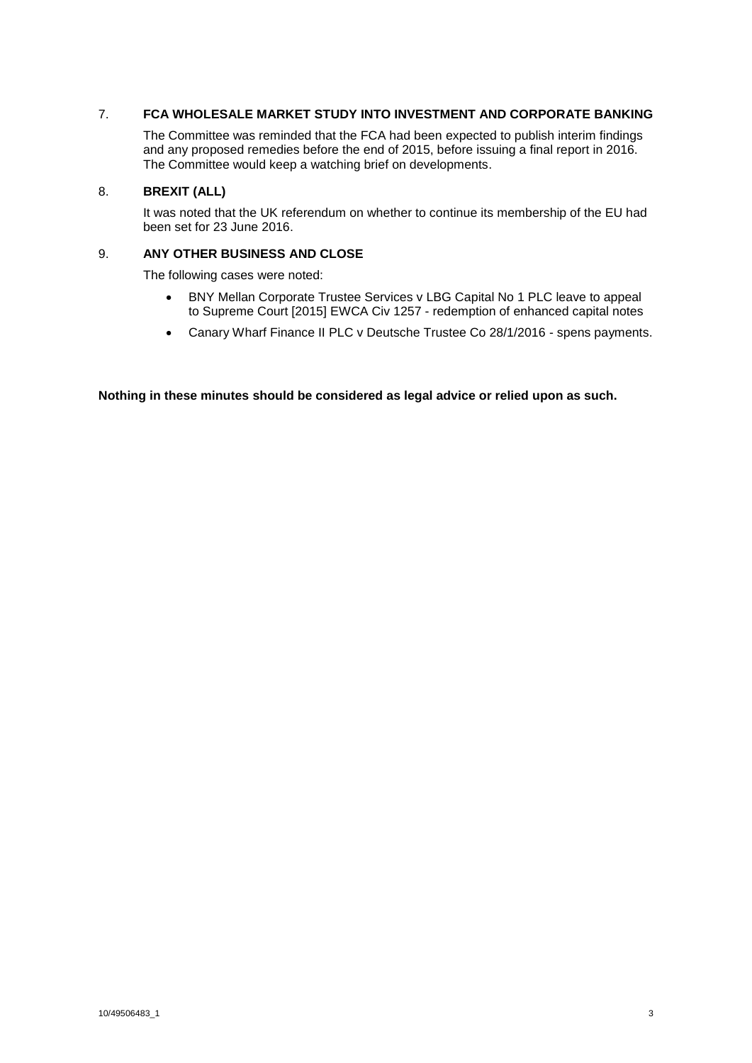7. **FCA WHOLESALE MARKET STUDY INTO INVESTMENT AND CORPORATE BANKING**

   The Committee was reminded that the FCA had been expected to publish interim findings and any proposed remedies before the end of 2015, before issuing a final report in 2016. The Committee would keep a watching brief on developments.

8. **BREXIT (ALL)**

   It was noted that the UK referendum on whether to continue its membership of the EU had been set for 23 June 2016.

9. **ANY OTHER BUSINESS AND CLOSE**

   The following cases were noted:

   - BNY Mellan Corporate Trustee Services v LBG Capital No 1 PLC leave to appeal to Supreme Court [2015] EWCA Civ 1257 - redemption of enhanced capital notes
   - Canary Wharf Finance II PLC v Deutsche Trustee Co 28/1/2016 - spens payments.

**Nothing in these minutes should be considered as legal advice or relied upon as such.**